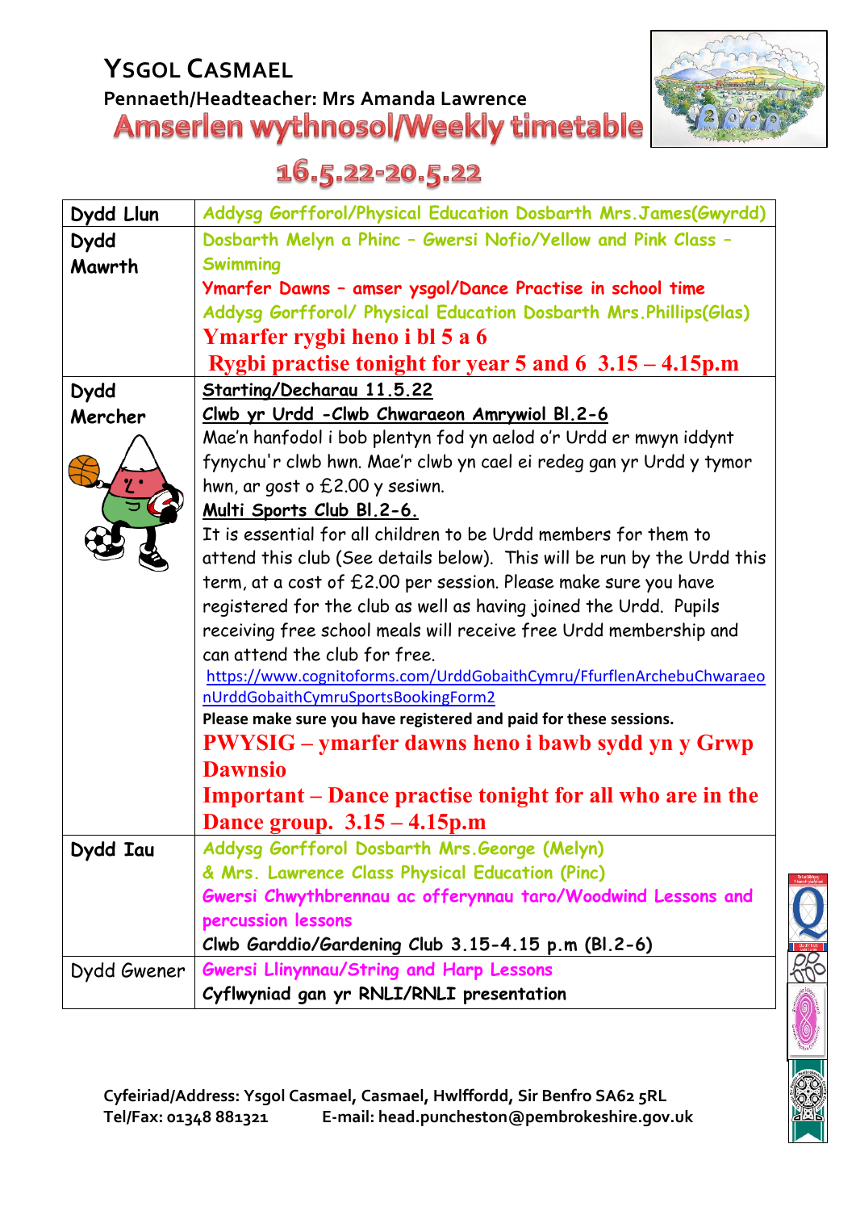# Ysgol Casmael

**Pennaeth/Headteacher: Mrs Amanda Lawrence**

## Amserlen wythnosol/Weekly timetable

## 16.5.22-20.5.22

| | |
|---|---|
| Dydd Llun | Addysg Gorfforol/Physical Education Dosbarth Mrs.James(Gwyrdd) |
| Dydd Mawrth | Dosbarth Melyn a Phinc – Gwersi Nofio/Yellow and Pink Class – Swimming<br>Ymarfer Dawns – amser ysgol/Dance Practise in school time<br>Addysg Gorfforol/ Physical Education Dosbarth Mrs.Phillips(Glas)<br>**Ymarfer rygbi heno i bl 5 a 6**<br>**Rygbi practise tonight for year 5 and 6 3.15 – 4.15p.m** |
| Dydd Mercher | **Starting/Decharau 11.5.22**<br>**Clwb yr Urdd -Clwb Chwaraeon Amrywiol Bl.2-6**<br>Mae'n hanfodol i bob plentyn fod yn aelod o'r Urdd er mwyn iddynt fynychu'r clwb hwn. Mae'r clwb yn cael ei redeg gan yr Urdd y tymor hwn, ar gost o £2.00 y sesiwn.<br>**Multi Sports Club Bl.2-6.**<br>It is essential for all children to be Urdd members for them to attend this club (See details below). This will be run by the Urdd this term, at a cost of £2.00 per session. Please make sure you have registered for the club as well as having joined the Urdd. Pupils receiving free school meals will receive free Urdd membership and can attend the club for free.<br>https://www.cognitoforms.com/UrddGobaithCymru/FfurflenArchebuChwaraeonUrddGobaithCymruSportsBookingForm2<br>**Please make sure you have registered and paid for these sessions.**<br>**PWYSIG – ymarfer dawns heno i bawb sydd yn y Grwp Dawnsio**<br>**Important – Dance practise tonight for all who are in the Dance group. 3.15 – 4.15p.m** |
| Dydd Iau | Addysg Gorfforol Dosbarth Mrs.George (Melyn)<br>& Mrs. Lawrence Class Physical Education (Pinc)<br>Gwersi Chwythbrennau ac offerynnau taro/Woodwind Lessons and percussion lessons<br>Clwb Garddio/Gardening Club 3.15-4.15 p.m (Bl.2-6) |
| Dydd Gwener | Gwersi Llinynnau/String and Harp Lessons<br>Cyflwyniad gan yr RNLI/RNLI presentation |

**Cyfeiriad/Address: Ysgol Casmael, Casmael, Hwlffordd, Sir Benfro SA62 5RL**
**Tel/Fax: 01348 881321 E-mail: head.puncheston@pembrokeshire.gov.uk**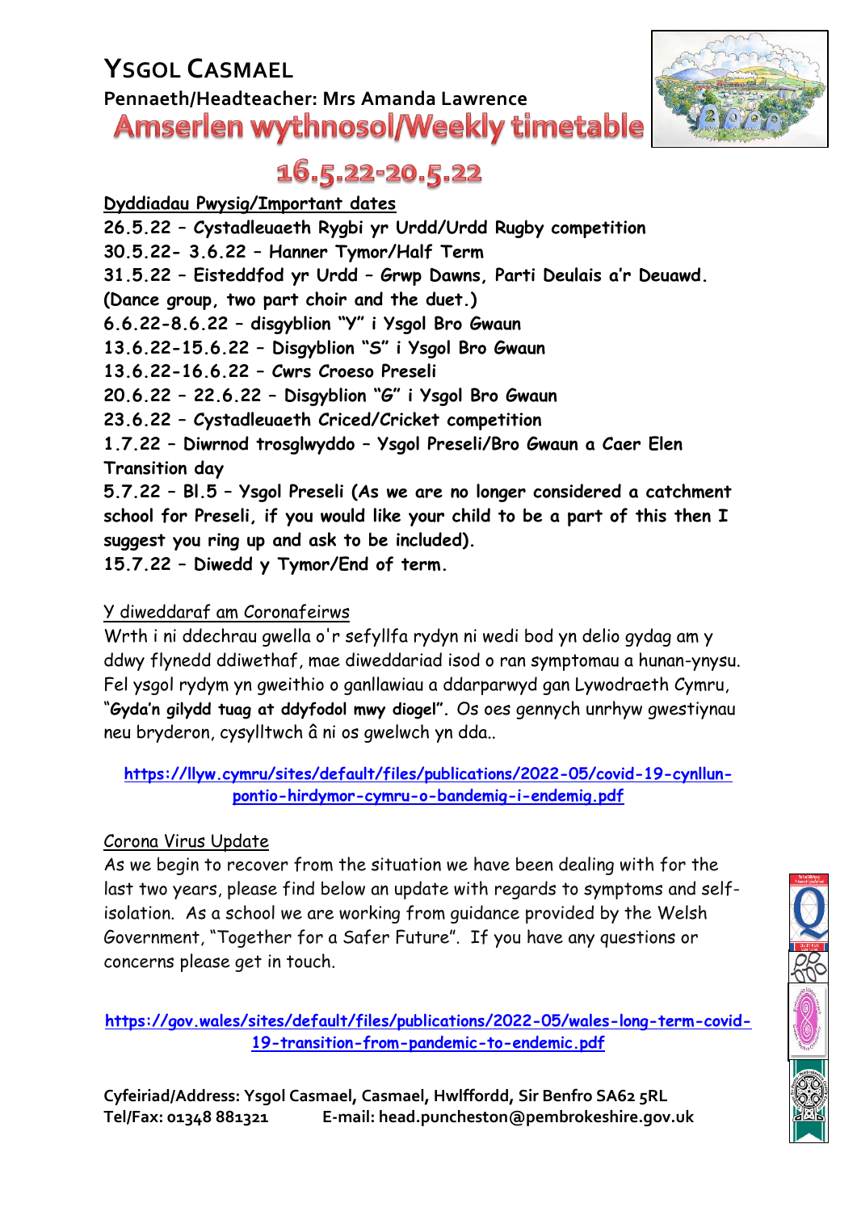# YSGOL CASMAEL

**Pennaeth/Headteacher: Mrs Amanda Lawrence**

## Amserlen wythnosol/Weekly timetable

## 16.5.22-20.5.22

**Dyddiadau Pwysig/Important dates**

**26.5.22 – Cystadleuaeth Rygbi yr Urdd/Urdd Rugby competition**
**30.5.22- 3.6.22 – Hanner Tymor/Half Term**
**31.5.22 – Eisteddfod yr Urdd – Grwp Dawns, Parti Deulais a'r Deuawd. (Dance group, two part choir and the duet.)**
**6.6.22-8.6.22 – disgyblion "Y" i Ysgol Bro Gwaun**
**13.6.22-15.6.22 – Disgyblion "S" i Ysgol Bro Gwaun**
**13.6.22-16.6.22 – Cwrs Croeso Preseli**
**20.6.22 – 22.6.22 – Disgyblion "G" i Ysgol Bro Gwaun**
**23.6.22 – Cystadleuaeth Criced/Cricket competition**
**1.7.22 – Diwrnod trosglwyddo – Ysgol Preseli/Bro Gwaun a Caer Elen Transition day**
**5.7.22 – Bl.5 – Ysgol Preseli (As we are no longer considered a catchment school for Preseli, if you would like your child to be a part of this then I suggest you ring up and ask to be included).**
**15.7.22 – Diwedd y Tymor/End of term.**

Y diweddaraf am Coronafeirws

Wrth i ni ddechrau gwella o'r sefyllfa rydyn ni wedi bod yn delio gydag am y ddwy flynedd ddiwethaf, mae diweddariad isod o ran symptomau a hunan-ynysu. Fel ysgol rydym yn gweithio o ganllawiau a ddarparwyd gan Lywodraeth Cymru, "**Gyda'n gilydd tuag at ddyfodol mwy diogel**". Os oes gennych unrhyw gwestiynau neu bryderon, cysylltwch â ni os gwelwch yn dda..

https://llyw.cymru/sites/default/files/publications/2022-05/covid-19-cynllun-pontio-hirdymor-cymru-o-bandemig-i-endemig.pdf

Corona Virus Update

As we begin to recover from the situation we have been dealing with for the last two years, please find below an update with regards to symptoms and self-isolation. As a school we are working from guidance provided by the Welsh Government, "Together for a Safer Future". If you have any questions or concerns please get in touch.

https://gov.wales/sites/default/files/publications/2022-05/wales-long-term-covid-19-transition-from-pandemic-to-endemic.pdf

**Cyfeiriad/Address: Ysgol Casmael, Casmael, Hwlffordd, Sir Benfro SA62 5RL**
**Tel/Fax: 01348 881321 E-mail: head.puncheston@pembrokeshire.gov.uk**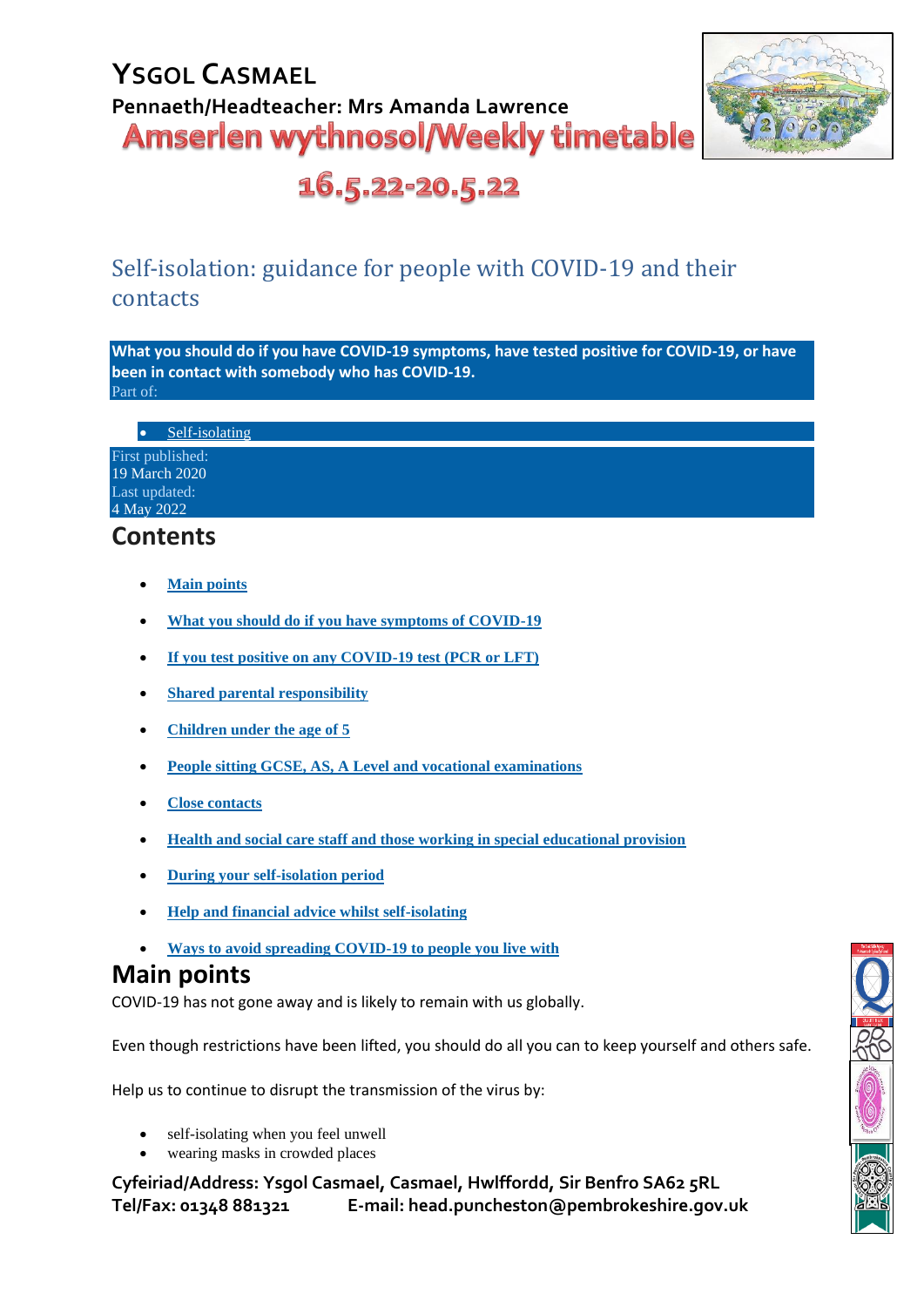# YSGOL CASMAEL

**Pennaeth/Headteacher: Mrs Amanda Lawrence**

**Amserlen wythnosol/Weekly timetable**

**16.5.22-20.5.22**

## Self-isolation: guidance for people with COVID-19 and their contacts

**What you should do if you have COVID-19 symptoms, have tested positive for COVID-19, or have been in contact with somebody who has COVID-19.**

Part of:

- Self-isolating

First published:
19 March 2020
Last updated:
4 May 2022

## Contents

- **Main points**
- **What you should do if you have symptoms of COVID-19**
- **If you test positive on any COVID-19 test (PCR or LFT)**
- **Shared parental responsibility**
- **Children under the age of 5**
- **People sitting GCSE, AS, A Level and vocational examinations**
- **Close contacts**
- **Health and social care staff and those working in special educational provision**
- **During your self-isolation period**
- **Help and financial advice whilst self-isolating**
- **Ways to avoid spreading COVID-19 to people you live with**

## Main points

COVID-19 has not gone away and is likely to remain with us globally.

Even though restrictions have been lifted, you should do all you can to keep yourself and others safe.

Help us to continue to disrupt the transmission of the virus by:

- self-isolating when you feel unwell
- wearing masks in crowded places

**Cyfeiriad/Address: Ysgol Casmael, Casmael, Hwlffordd, Sir Benfro SA62 5RL**
**Tel/Fax: 01348 881321 E-mail: head.puncheston@pembrokeshire.gov.uk**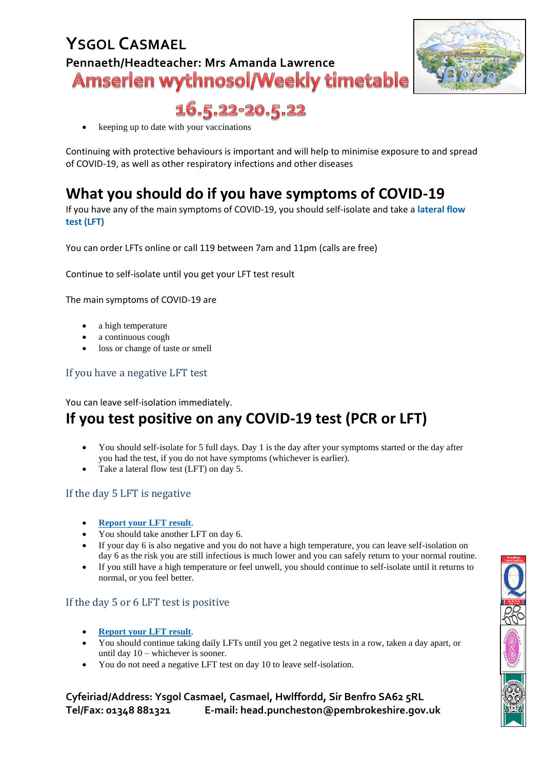# Ysgol Casmael

**Pennaeth/Headteacher: Mrs Amanda Lawrence**

**Amserlen wythnosol/Weekly timetable**

**16.5.22-20.5.22**

- keeping up to date with your vaccinations

Continuing with protective behaviours is important and will help to minimise exposure to and spread of COVID-19, as well as other respiratory infections and other diseases

## What you should do if you have symptoms of COVID-19

If you have any of the main symptoms of COVID-19, you should self-isolate and take a **lateral flow test (LFT)**

You can order LFTs online or call 119 between 7am and 11pm (calls are free)

Continue to self-isolate until you get your LFT test result

The main symptoms of COVID-19 are

- a high temperature
- a continuous cough
- loss or change of taste or smell

### If you have a negative LFT test

You can leave self-isolation immediately.

## If you test positive on any COVID-19 test (PCR or LFT)

- You should self-isolate for 5 full days. Day 1 is the day after your symptoms started or the day after you had the test, if you do not have symptoms (whichever is earlier).
- Take a lateral flow test (LFT) on day 5.

### If the day 5 LFT is negative

- **Report your LFT result**.
- You should take another LFT on day 6.
- If your day 6 is also negative and you do not have a high temperature, you can leave self-isolation on day 6 as the risk you are still infectious is much lower and you can safely return to your normal routine.
- If you still have a high temperature or feel unwell, you should continue to self-isolate until it returns to normal, or you feel better.

### If the day 5 or 6 LFT test is positive

- **Report your LFT result**.
- You should continue taking daily LFTs until you get 2 negative tests in a row, taken a day apart, or until day 10 – whichever is sooner.
- You do not need a negative LFT test on day 10 to leave self-isolation.

**Cyfeiriad/Address: Ysgol Casmael, Casmael, Hwlffordd, Sir Benfro SA62 5RL**
**Tel/Fax: 01348 881321 E-mail: head.puncheston@pembrokeshire.gov.uk**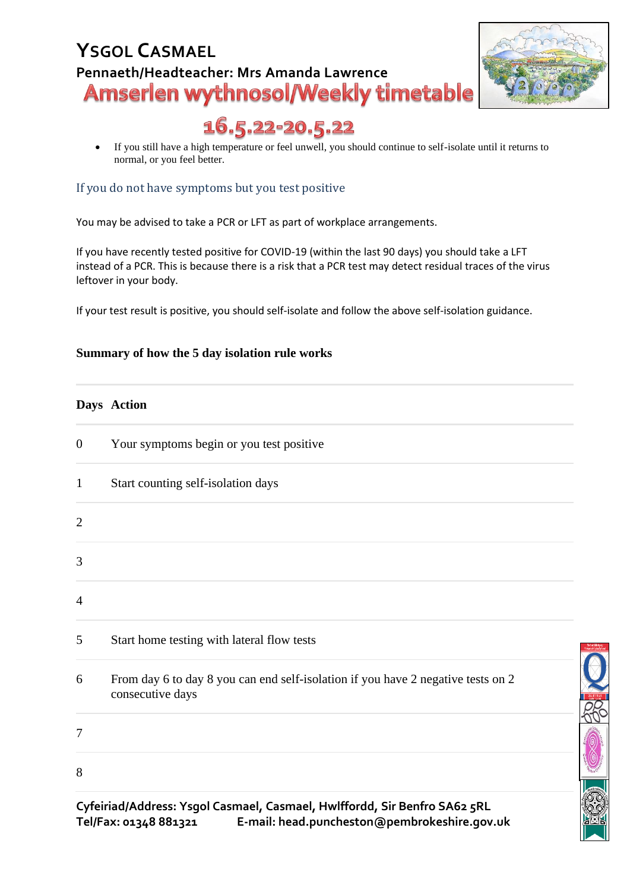- If you still have a high temperature or feel unwell, you should continue to self-isolate until it returns to normal, or you feel better.

### If you do not have symptoms but you test positive

You may be advised to take a PCR or LFT as part of workplace arrangements.

If you have recently tested positive for COVID-19 (within the last 90 days) you should take a LFT instead of a PCR. This is because there is a risk that a PCR test may detect residual traces of the virus leftover in your body.

If your test result is positive, you should self-isolate and follow the above self-isolation guidance.

**Summary of how the 5 day isolation rule works**

| Days | Action |
|---|---|
| 0 | Your symptoms begin or you test positive |
| 1 | Start counting self-isolation days |
| 2 | |
| 3 | |
| 4 | |
| 5 | Start home testing with lateral flow tests |
| 6 | From day 6 to day 8 you can end self-isolation if you have 2 negative tests on 2 consecutive days |
| 7 | |
| 8 | |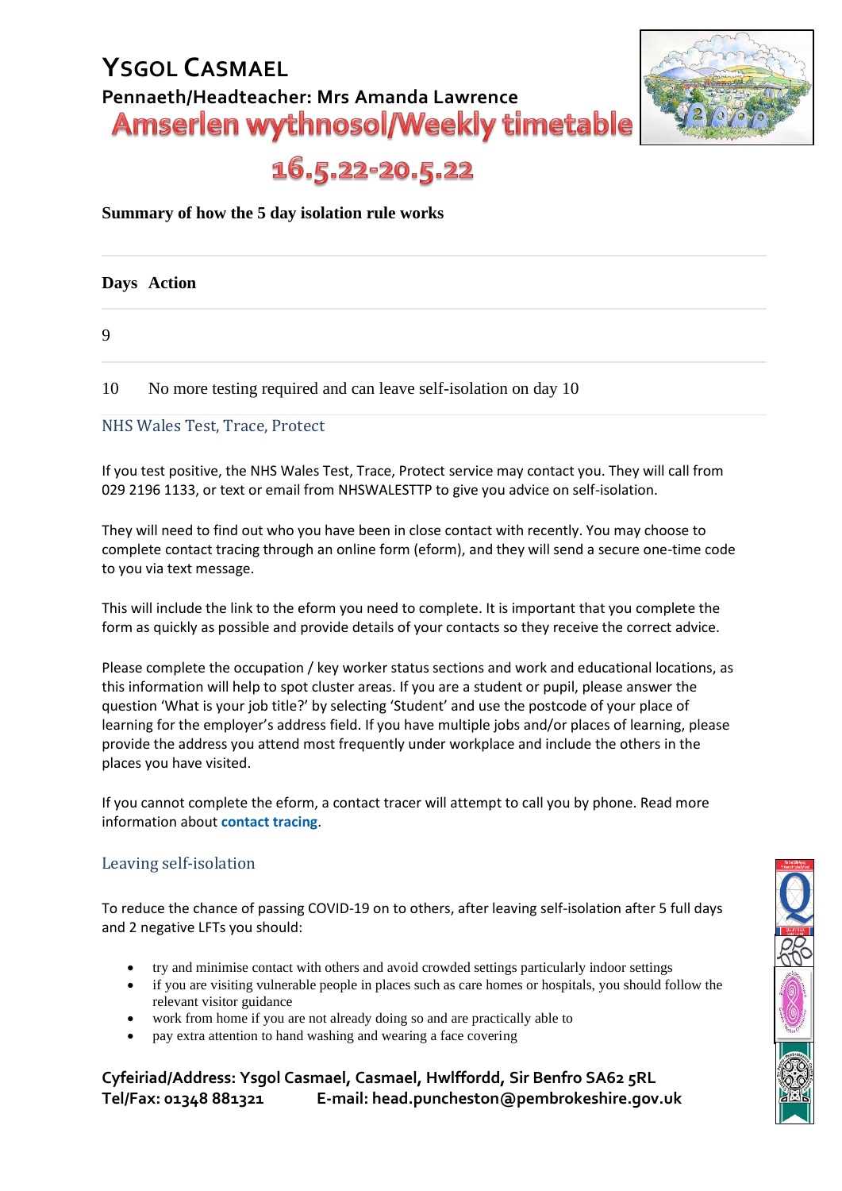# Ysgol Casmael

**Pennaeth/Headteacher: Mrs Amanda Lawrence**

## Amserlen wythnosol/Weekly timetable

## 16.5.22-20.5.22

**Summary of how the 5 day isolation rule works**

| Days | Action |
|---|---|
| 9 | |
| 10 | No more testing required and can leave self-isolation on day 10 |

### NHS Wales Test, Trace, Protect

If you test positive, the NHS Wales Test, Trace, Protect service may contact you. They will call from 029 2196 1133, or text or email from NHSWALESTTP to give you advice on self-isolation.

They will need to find out who you have been in close contact with recently. You may choose to complete contact tracing through an online form (eform), and they will send a secure one-time code to you via text message.

This will include the link to the eform you need to complete. It is important that you complete the form as quickly as possible and provide details of your contacts so they receive the correct advice.

Please complete the occupation / key worker status sections and work and educational locations, as this information will help to spot cluster areas. If you are a student or pupil, please answer the question 'What is your job title?' by selecting 'Student' and use the postcode of your place of learning for the employer's address field. If you have multiple jobs and/or places of learning, please provide the address you attend most frequently under workplace and include the others in the places you have visited.

If you cannot complete the eform, a contact tracer will attempt to call you by phone. Read more information about **contact tracing**.

### Leaving self-isolation

To reduce the chance of passing COVID-19 on to others, after leaving self-isolation after 5 full days and 2 negative LFTs you should:

- try and minimise contact with others and avoid crowded settings particularly indoor settings
- if you are visiting vulnerable people in places such as care homes or hospitals, you should follow the relevant visitor guidance
- work from home if you are not already doing so and are practically able to
- pay extra attention to hand washing and wearing a face covering

**Cyfeiriad/Address: Ysgol Casmael, Casmael, Hwlffordd, Sir Benfro SA62 5RL**
**Tel/Fax: 01348 881321 E-mail: head.puncheston@pembrokeshire.gov.uk**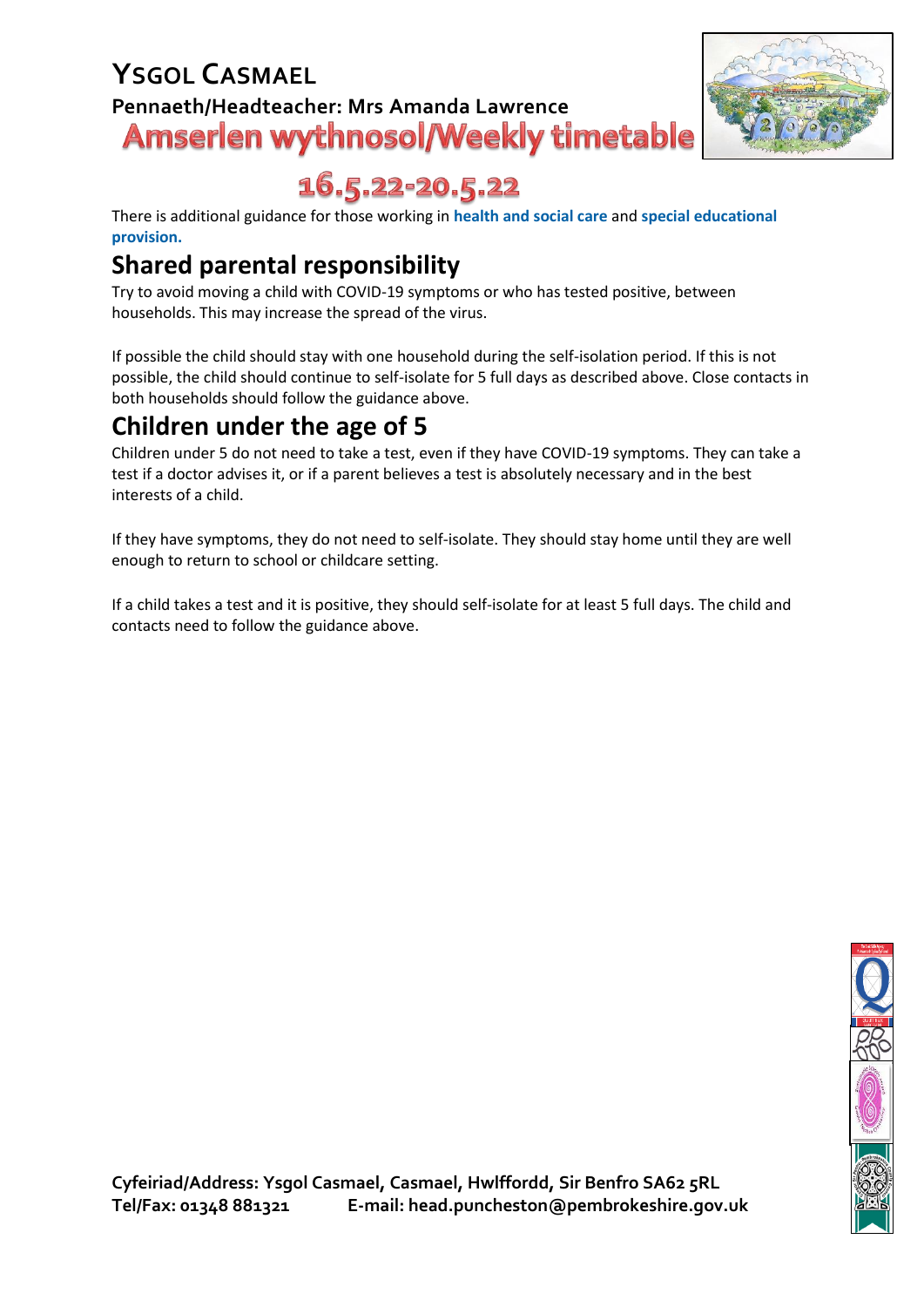There is additional guidance for those working in **health and social care** and **special educational provision.**

## Shared parental responsibility

Try to avoid moving a child with COVID-19 symptoms or who has tested positive, between households. This may increase the spread of the virus.

If possible the child should stay with one household during the self-isolation period. If this is not possible, the child should continue to self-isolate for 5 full days as described above. Close contacts in both households should follow the guidance above.

## Children under the age of 5

Children under 5 do not need to take a test, even if they have COVID-19 symptoms. They can take a test if a doctor advises it, or if a parent believes a test is absolutely necessary and in the best interests of a child.

If they have symptoms, they do not need to self-isolate. They should stay home until they are well enough to return to school or childcare setting.

If a child takes a test and it is positive, they should self-isolate for at least 5 full days. The child and contacts need to follow the guidance above.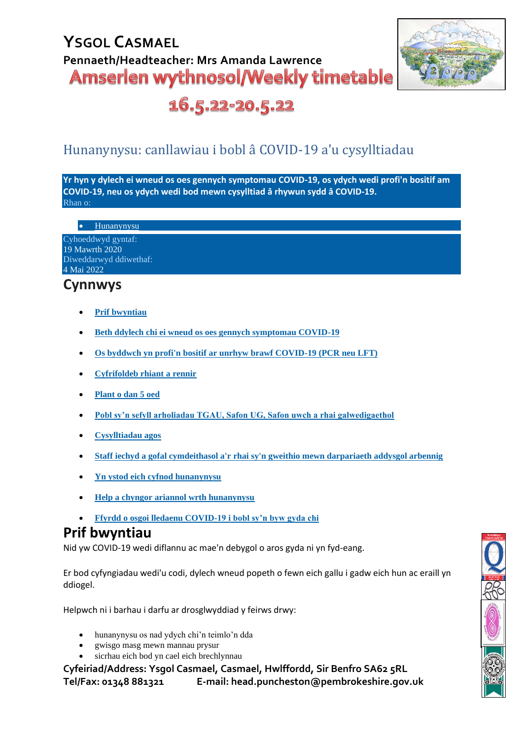# YSGOL CASMAEL

**Pennaeth/Headteacher: Mrs Amanda Lawrence**

**Amserlen wythnosol/Weekly timetable**

**16.5.22-20.5.22**

## Hunanynysu: canllawiau i bobl â COVID-19 a'u cysylltiadau

**Yr hyn y dylech ei wneud os oes gennych symptomau COVID-19, os ydych wedi profi'n bositif am COVID-19, neu os ydych wedi bod mewn cysylltiad â rhywun sydd â COVID-19.**

Rhan o:

- Hunanynysu

Cyhoeddwyd gyntaf:
19 Mawrth 2020
Diweddarwyd ddiwethaf:
4 Mai 2022

## Cynnwys

- **Prif bwyntiau**
- **Beth ddylech chi ei wneud os oes gennych symptomau COVID-19**
- **Os byddwch yn profi'n bositif ar unrhyw brawf COVID-19 (PCR neu LFT)**
- **Cyfrifoldeb rhiant a rennir**
- **Plant o dan 5 oed**
- **Pobl sy'n sefyll arholiadau TGAU, Safon UG, Safon uwch a rhai galwedigaethol**
- **Cysylltiadau agos**
- **Staff iechyd a gofal cymdeithasol a'r rhai sy'n gweithio mewn darpariaeth addysgol arbennig**
- **Yn ystod eich cyfnod hunanynysu**
- **Help a chyngor ariannol wrth hunanynysu**
- **Ffyrdd o osgoi lledaenu COVID-19 i bobl sy'n byw gyda chi**

## Prif bwyntiau

Nid yw COVID-19 wedi diflannu ac mae'n debygol o aros gyda ni yn fyd-eang.

Er bod cyfyngiadau wedi'u codi, dylech wneud popeth o fewn eich gallu i gadw eich hun ac eraill yn ddiogel.

Helpwch ni i barhau i darfu ar drosglwyddiad y feirws drwy:

- hunanynysu os nad ydych chi'n teimlo'n dda
- gwisgo masg mewn mannau prysur
- sicrhau eich bod yn cael eich brechlynnau

**Cyfeiriad/Address: Ysgol Casmael, Casmael, Hwlffordd, Sir Benfro SA62 5RL**
**Tel/Fax: 01348 881321 E-mail: head.puncheston@pembrokeshire.gov.uk**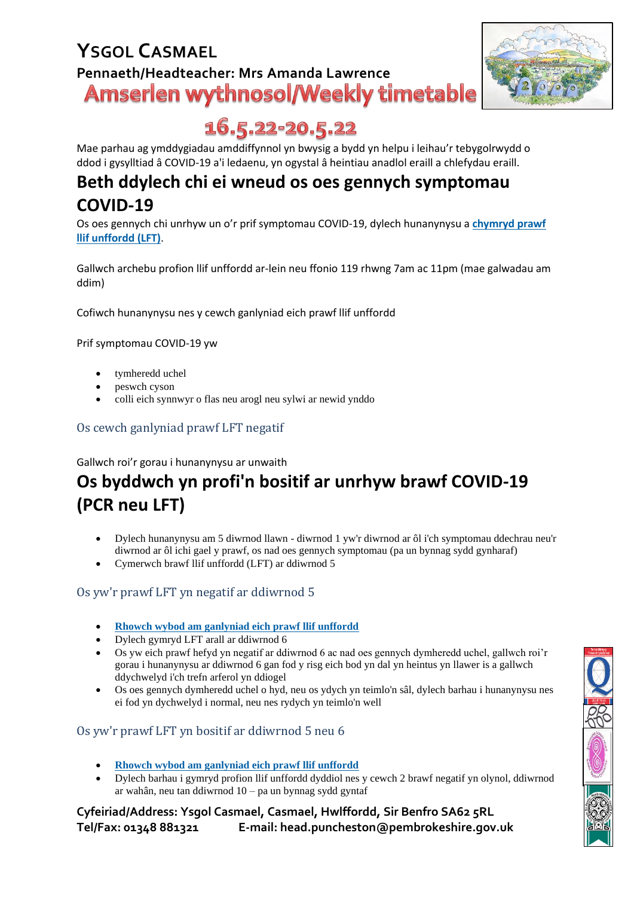# Ysgol Casmael

**Pennaeth/Headteacher: Mrs Amanda Lawrence**

**Amserlen wythnosol/Weekly timetable**

**16.5.22-20.5.22**

Mae parhau ag ymddygiadau amddiffynnol yn bwysig a bydd yn helpu i leihau'r tebygolrwydd o ddod i gysylltiad â COVID-19 a'i ledaenu, yn ogystal â heintiau anadlol eraill a chlefydau eraill.

## Beth ddylech chi ei wneud os oes gennych symptomau COVID-19

Os oes gennych chi unrhyw un o'r prif symptomau COVID-19, dylech hunanynysu a **chymryd prawf llif unffordd (LFT)**.

Gallwch archebu profion llif unffordd ar-lein neu ffonio 119 rhwng 7am ac 11pm (mae galwadau am ddim)

Cofiwch hunanynysu nes y cewch ganlyniad eich prawf llif unffordd

Prif symptomau COVID-19 yw

- tymheredd uchel
- peswch cyson
- colli eich synnwyr o flas neu arogl neu sylwi ar newid ynddo

### Os cewch ganlyniad prawf LFT negatif

Gallwch roi'r gorau i hunanynysu ar unwaith

## Os byddwch yn profi'n bositif ar unrhyw brawf COVID-19 (PCR neu LFT)

- Dylech hunanynysu am 5 diwrnod llawn - diwrnod 1 yw'r diwrnod ar ôl i'ch symptomau ddechrau neu'r diwrnod ar ôl ichi gael y prawf, os nad oes gennych symptomau (pa un bynnag sydd gynharaf)
- Cymerwch brawf llif unffordd (LFT) ar ddiwrnod 5

### Os yw'r prawf LFT yn negatif ar ddiwrnod 5

- **Rhowch wybod am ganlyniad eich prawf llif unffordd**
- Dylech gymryd LFT arall ar ddiwrnod 6
- Os yw eich prawf hefyd yn negatif ar ddiwrnod 6 ac nad oes gennych dymheredd uchel, gallwch roi'r gorau i hunanynysu ar ddiwrnod 6 gan fod y risg eich bod yn dal yn heintus yn llawer is a gallwch ddychwelyd i'ch trefn arferol yn ddiogel
- Os oes gennych dymheredd uchel o hyd, neu os ydych yn teimlo'n sâl, dylech barhau i hunanynysu nes ei fod yn dychwelyd i normal, neu nes rydych yn teimlo'n well

### Os yw'r prawf LFT yn bositif ar ddiwrnod 5 neu 6

- **Rhowch wybod am ganlyniad eich prawf llif unffordd**
- Dylech barhau i gymryd profion llif unffordd dyddiol nes y cewch 2 brawf negatif yn olynol, ddiwrnod ar wahân, neu tan ddiwrnod 10 – pa un bynnag sydd gyntaf

**Cyfeiriad/Address: Ysgol Casmael, Casmael, Hwlffordd, Sir Benfro SA62 5RL**
**Tel/Fax: 01348 881321 E-mail: head.puncheston@pembrokeshire.gov.uk**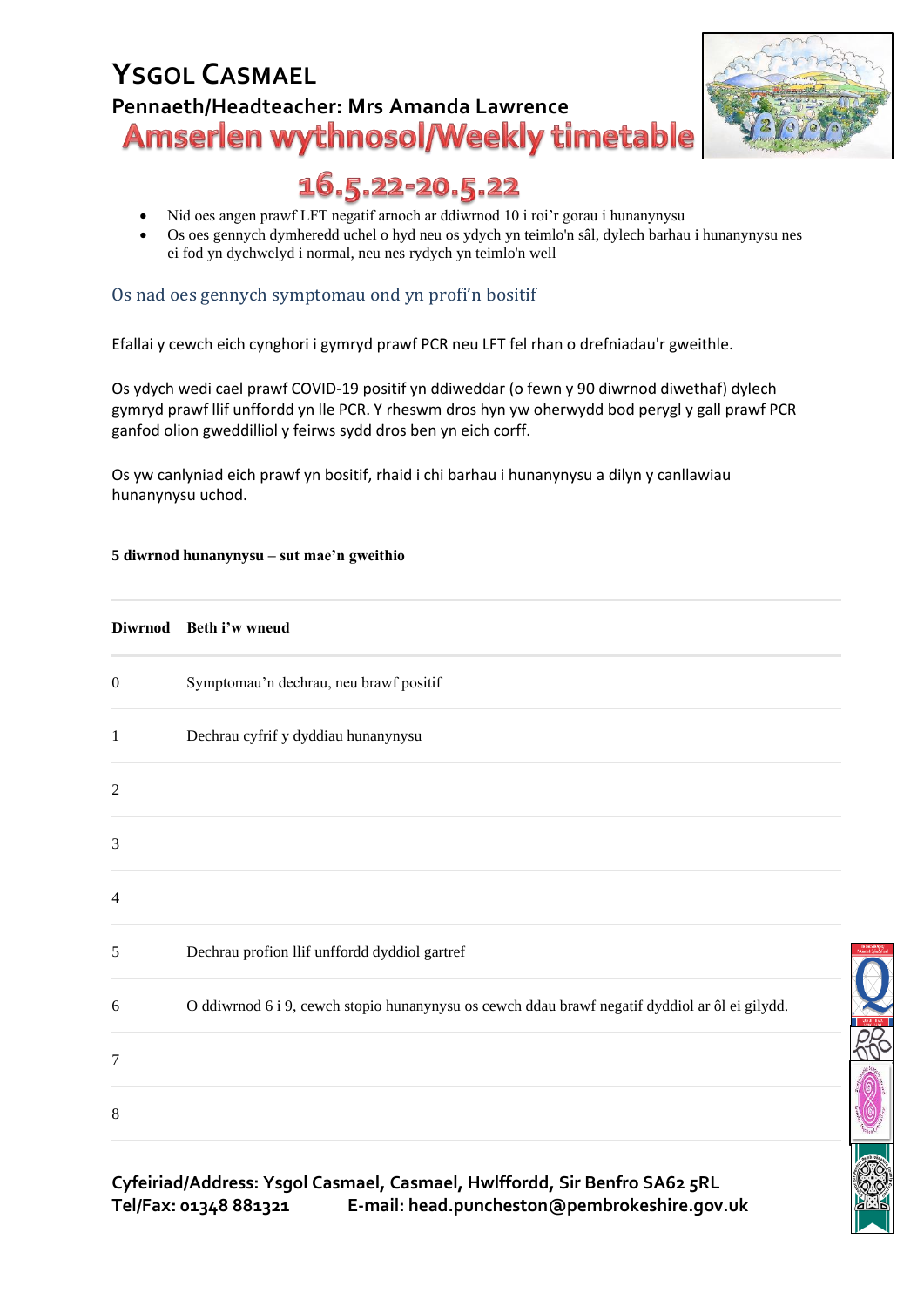# Ysgol Casmael

## Pennaeth/Headteacher: Mrs Amanda Lawrence

## Amserlen wythnosol/Weekly timetable

## 16.5.22-20.5.22

- Nid oes angen prawf LFT negatif arnoch ar ddiwrnod 10 i roi'r gorau i hunanynysu
- Os oes gennych dymheredd uchel o hyd neu os ydych yn teimlo'n sâl, dylech barhau i hunanynysu nes ei fod yn dychwelyd i normal, neu nes rydych yn teimlo'n well

### Os nad oes gennych symptomau ond yn profi'n bositif

Efallai y cewch eich cynghori i gymryd prawf PCR neu LFT fel rhan o drefniadau'r gweithle.

Os ydych wedi cael prawf COVID-19 positif yn ddiweddar (o fewn y 90 diwrnod diwethaf) dylech gymryd prawf llif unffordd yn lle PCR. Y rheswm dros hyn yw oherwydd bod perygl y gall prawf PCR ganfod olion gweddilliol y feirws sydd dros ben yn eich corff.

Os yw canlyniad eich prawf yn bositif, rhaid i chi barhau i hunanynysu a dilyn y canllawiau hunanynysu uchod.

**5 diwrnod hunanynysu – sut mae'n gweithio**

| Diwrnod | Beth i'w wneud |
|---|---|
| 0 | Symptomau'n dechrau, neu brawf positif |
| 1 | Dechrau cyfrif y dyddiau hunanynysu |
| 2 | |
| 3 | |
| 4 | |
| 5 | Dechrau profion llif unffordd dyddiol gartref |
| 6 | O ddiwrnod 6 i 9, cewch stopio hunanynysu os cewch ddau brawf negatif dyddiol ar ôl ei gilydd. |
| 7 | |
| 8 | |

**Cyfeiriad/Address: Ysgol Casmael, Casmael, Hwlffordd, Sir Benfro SA62 5RL**
**Tel/Fax: 01348 881321 E-mail: head.puncheston@pembrokeshire.gov.uk**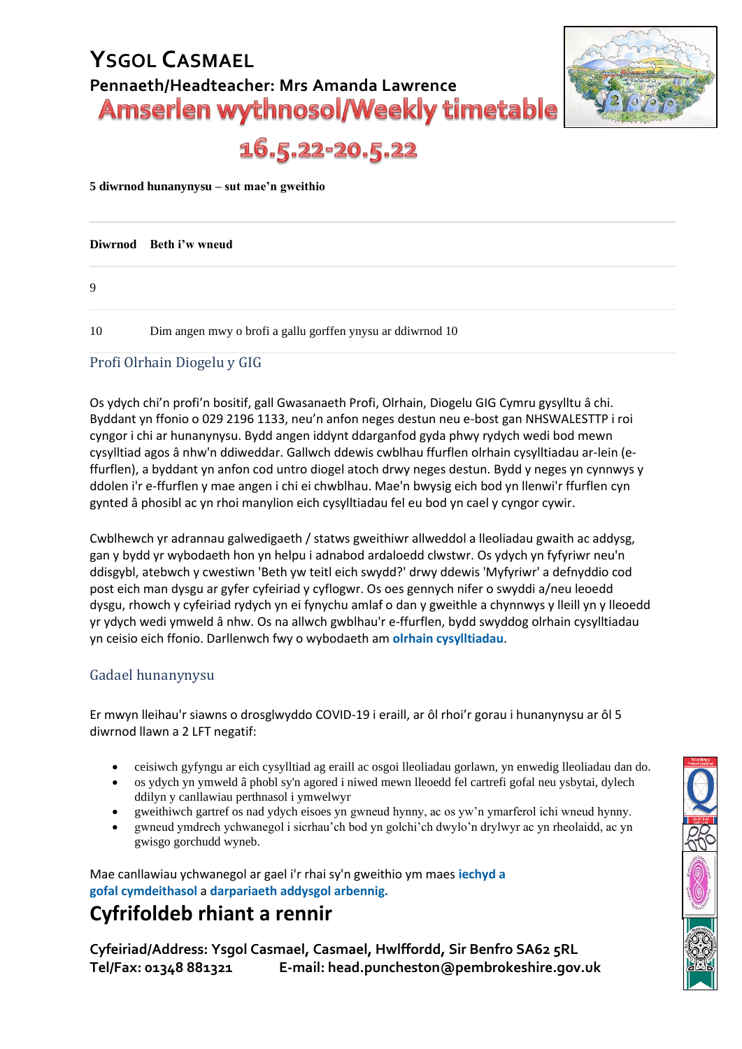# Ysgol Casmael

## Pennaeth/Headteacher: Mrs Amanda Lawrence

## Amserlen wythnosol/Weekly timetable

## 16.5.22-20.5.22

**5 diwrnod hunanynysu – sut mae'n gweithio**

| Diwrnod | Beth i'w wneud |
|---|---|
| 9 | |
| 10 | Dim angen mwy o brofi a gallu gorffen ynysu ar ddiwrnod 10 |

### Profi Olrhain Diogelu y GIG

Os ydych chi'n profi'n bositif, gall Gwasanaeth Profi, Olrhain, Diogelu GIG Cymru gysylltu â chi. Byddant yn ffonio o 029 2196 1133, neu'n anfon neges destun neu e-bost gan NHSWALESTTP i roi cyngor i chi ar hunanynysu. Bydd angen iddynt ddarganfod gyda phwy rydych wedi bod mewn cysylltiad agos â nhw'n ddiweddar. Gallwch ddewis cwblhau ffurflen olrhain cysylltiadau ar-lein (e-ffurflen), a byddant yn anfon cod untro diogel atoch drwy neges destun. Bydd y neges yn cynnwys y ddolen i'r e-ffurflen y mae angen i chi ei chwblhau. Mae'n bwysig eich bod yn llenwi'r ffurflen cyn gynted â phosibl ac yn rhoi manylion eich cysylltiadau fel eu bod yn cael y cyngor cywir.

Cwblhewch yr adrannau galwedigaeth / statws gweithiwr allweddol a lleoliadau gwaith ac addysg, gan y bydd yr wybodaeth hon yn helpu i adnabod ardaloedd clwstwr. Os ydych yn fyfyriwr neu'n ddisgybl, atebwch y cwestiwn 'Beth yw teitl eich swydd?' drwy ddewis 'Myfyriwr' a defnyddio cod post eich man dysgu ar gyfer cyfeiriad y cyflogwr. Os oes gennych nifer o swyddi a/neu leoedd dysgu, rhowch y cyfeiriad rydych yn ei fynychu amlaf o dan y gweithle a chynnwys y lleill yn y lleoedd yr ydych wedi ymweld â nhw. Os na allwch gwblhau'r e-ffurflen, bydd swyddog olrhain cysylltiadau yn ceisio eich ffonio. Darllenwch fwy o wybodaeth am **olrhain cysylltiadau**.

### Gadael hunanynysu

Er mwyn lleihau'r siawns o drosglwyddo COVID-19 i eraill, ar ôl rhoi'r gorau i hunanynysu ar ôl 5 diwrnod llawn a 2 LFT negatif:

- ceisiwch gyfyngu ar eich cysylltiad ag eraill ac osgoi lleoliadau gorlawn, yn enwedig lleoliadau dan do.
- os ydych yn ymweld â phobl sy'n agored i niwed mewn lleoedd fel cartrefi gofal neu ysbytai, dylech ddilyn y canllawiau perthnasol i ymwelwyr
- gweithiwch gartref os nad ydych eisoes yn gwneud hynny, ac os yw'n ymarferol ichi wneud hynny.
- gwneud ymdrech ychwanegol i sicrhau'ch bod yn golchi'ch dwylo'n drylwyr ac yn rheolaidd, ac yn gwisgo gorchudd wyneb.

Mae canllawiau ychwanegol ar gael i'r rhai sy'n gweithio ym maes **iechyd a gofal cymdeithasol** a **darpariaeth addysgol arbennig.**

## Cyfrifoldeb rhiant a rennir

**Cyfeiriad/Address: Ysgol Casmael, Casmael, Hwlffordd, Sir Benfro SA62 5RL**
**Tel/Fax: 01348 881321 E-mail: head.puncheston@pembrokeshire.gov.uk**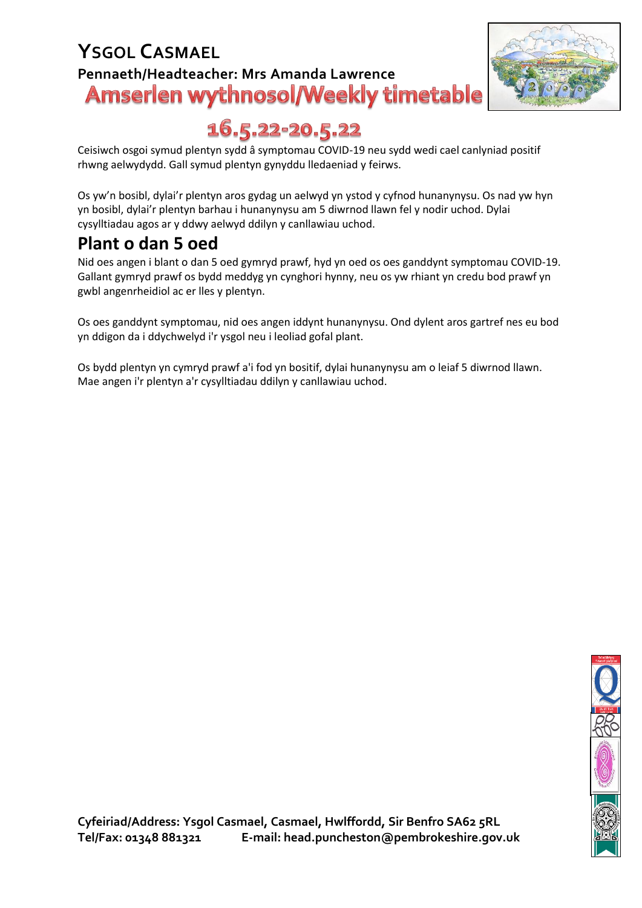# Ysgol Casmael

**Pennaeth/Headteacher: Mrs Amanda Lawrence**

## Amserlen wythnosol/Weekly timetable

## 16.5.22-20.5.22

Ceisiwch osgoi symud plentyn sydd â symptomau COVID-19 neu sydd wedi cael canlyniad positif rhwng aelwydydd. Gall symud plentyn gynyddu lledaeniad y feirws.

Os yw'n bosibl, dylai'r plentyn aros gydag un aelwyd yn ystod y cyfnod hunanynysu. Os nad yw hyn yn bosibl, dylai'r plentyn barhau i hunanynysu am 5 diwrnod llawn fel y nodir uchod. Dylai cysylltiadau agos ar y ddwy aelwyd ddilyn y canllawiau uchod.

## Plant o dan 5 oed

Nid oes angen i blant o dan 5 oed gymryd prawf, hyd yn oed os oes ganddynt symptomau COVID-19. Gallant gymryd prawf os bydd meddyg yn cynghori hynny, neu os yw rhiant yn credu bod prawf yn gwbl angenrheidiol ac er lles y plentyn.

Os oes ganddynt symptomau, nid oes angen iddynt hunanynysu. Ond dylent aros gartref nes eu bod yn ddigon da i ddychwelyd i'r ysgol neu i leoliad gofal plant.

Os bydd plentyn yn cymryd prawf a'i fod yn bositif, dylai hunanynysu am o leiaf 5 diwrnod llawn. Mae angen i'r plentyn a'r cysylltiadau ddilyn y canllawiau uchod.

**Cyfeiriad/Address: Ysgol Casmael, Casmael, Hwlffordd, Sir Benfro SA62 5RL**
**Tel/Fax: 01348 881321 E-mail: head.puncheston@pembrokeshire.gov.uk**